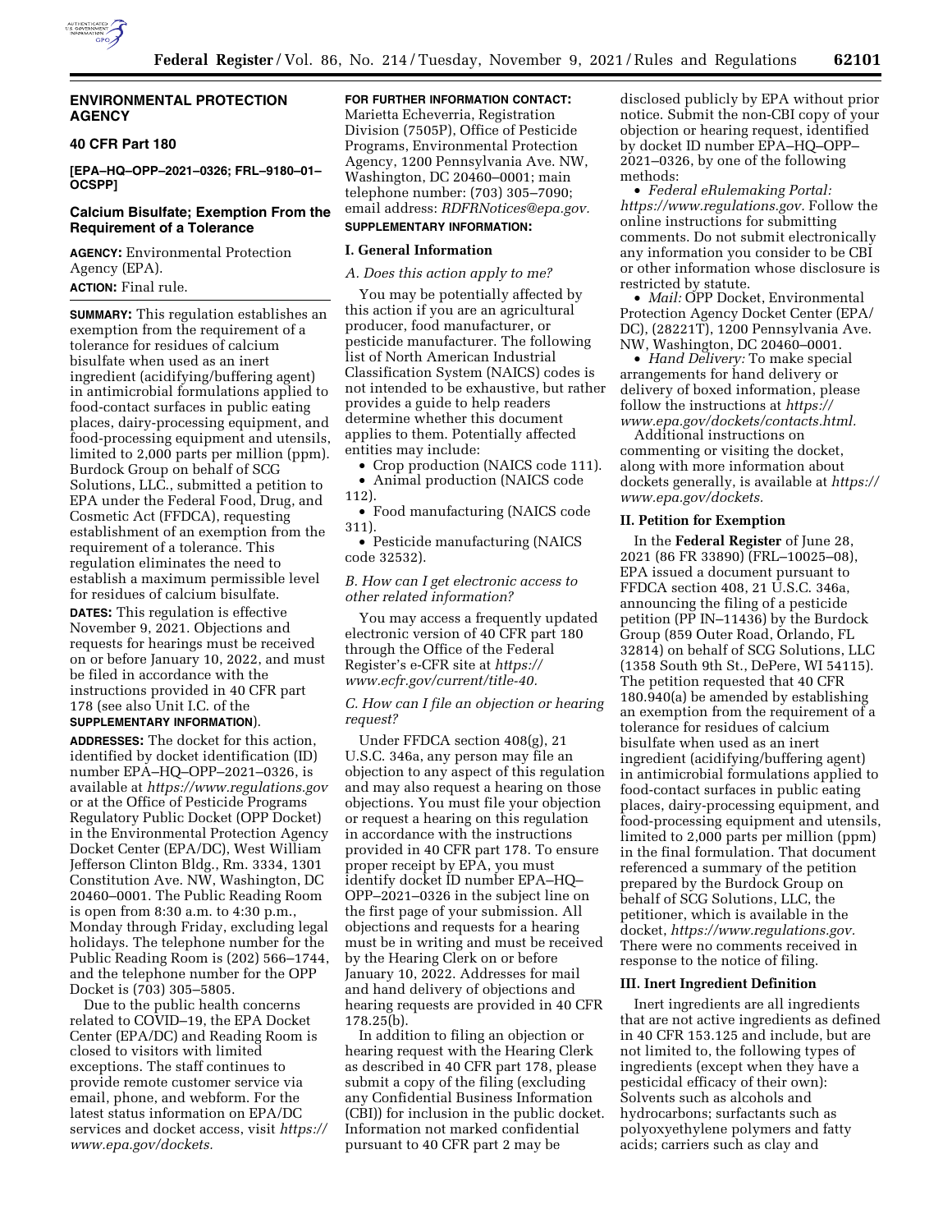# ENVIRONMENTAL PROTECTION AGENCY

## 40 CFR Part 180

**[EPA–HQ–OPP–2021–0326; FRL–9180–01–OCSPP]**

## Calcium Bisulfate; Exemption From the Requirement of a Tolerance

**AGENCY:** Environmental Protection Agency (EPA).

**ACTION:** Final rule.

**SUMMARY:** This regulation establishes an exemption from the requirement of a tolerance for residues of calcium bisulfate when used as an inert ingredient (acidifying/buffering agent) in antimicrobial formulations applied to food-contact surfaces in public eating places, dairy-processing equipment, and food-processing equipment and utensils, limited to 2,000 parts per million (ppm). Burdock Group on behalf of SCG Solutions, LLC., submitted a petition to EPA under the Federal Food, Drug, and Cosmetic Act (FFDCA), requesting establishment of an exemption from the requirement of a tolerance. This regulation eliminates the need to establish a maximum permissible level for residues of calcium bisulfate.

**DATES:** This regulation is effective November 9, 2021. Objections and requests for hearings must be received on or before January 10, 2022, and must be filed in accordance with the instructions provided in 40 CFR part 178 (see also Unit I.C. of the **SUPPLEMENTARY INFORMATION**).

**ADDRESSES:** The docket for this action, identified by docket identification (ID) number EPA–HQ–OPP–2021–0326, is available at *https://www.regulations.gov* or at the Office of Pesticide Programs Regulatory Public Docket (OPP Docket) in the Environmental Protection Agency Docket Center (EPA/DC), West William Jefferson Clinton Bldg., Rm. 3334, 1301 Constitution Ave. NW, Washington, DC 20460–0001. The Public Reading Room is open from 8:30 a.m. to 4:30 p.m., Monday through Friday, excluding legal holidays. The telephone number for the Public Reading Room is (202) 566–1744, and the telephone number for the OPP Docket is (703) 305–5805.

Due to the public health concerns related to COVID–19, the EPA Docket Center (EPA/DC) and Reading Room is closed to visitors with limited exceptions. The staff continues to provide remote customer service via email, phone, and webform. For the latest status information on EPA/DC services and docket access, visit *https://www.epa.gov/dockets.*

**FOR FURTHER INFORMATION CONTACT:** Marietta Echeverria, Registration Division (7505P), Office of Pesticide Programs, Environmental Protection Agency, 1200 Pennsylvania Ave. NW, Washington, DC 20460–0001; main telephone number: (703) 305–7090; email address: *RDFRNotices@epa.gov.*

**SUPPLEMENTARY INFORMATION:**

### I. General Information

#### *A. Does this action apply to me?*

You may be potentially affected by this action if you are an agricultural producer, food manufacturer, or pesticide manufacturer. The following list of North American Industrial Classification System (NAICS) codes is not intended to be exhaustive, but rather provides a guide to help readers determine whether this document applies to them. Potentially affected entities may include:

- Crop production (NAICS code 111).
- Animal production (NAICS code 112).
- Food manufacturing (NAICS code 311).
- Pesticide manufacturing (NAICS code 32532).

#### *B. How can I get electronic access to other related information?*

You may access a frequently updated electronic version of 40 CFR part 180 through the Office of the Federal Register's e-CFR site at *https://www.ecfr.gov/current/title-40.*

#### *C. How can I file an objection or hearing request?*

Under FFDCA section 408(g), 21 U.S.C. 346a, any person may file an objection to any aspect of this regulation and may also request a hearing on those objections. You must file your objection or request a hearing on this regulation in accordance with the instructions provided in 40 CFR part 178. To ensure proper receipt by EPA, you must identify docket ID number EPA–HQ–OPP–2021–0326 in the subject line on the first page of your submission. All objections and requests for a hearing must be in writing and must be received by the Hearing Clerk on or before January 10, 2022. Addresses for mail and hand delivery of objections and hearing requests are provided in 40 CFR 178.25(b).

In addition to filing an objection or hearing request with the Hearing Clerk as described in 40 CFR part 178, please submit a copy of the filing (excluding any Confidential Business Information (CBI)) for inclusion in the public docket. Information not marked confidential pursuant to 40 CFR part 2 may be disclosed publicly by EPA without prior notice. Submit the non-CBI copy of your objection or hearing request, identified by docket ID number EPA–HQ–OPP–2021–0326, by one of the following methods:

- *Federal eRulemaking Portal: https://www.regulations.gov.* Follow the online instructions for submitting comments. Do not submit electronically any information you consider to be CBI or other information whose disclosure is restricted by statute.
- *Mail:* OPP Docket, Environmental Protection Agency Docket Center (EPA/DC), (28221T), 1200 Pennsylvania Ave. NW, Washington, DC 20460–0001.
- *Hand Delivery:* To make special arrangements for hand delivery or delivery of boxed information, please follow the instructions at *https://www.epa.gov/dockets/contacts.html.*

Additional instructions on commenting or visiting the docket, along with more information about dockets generally, is available at *https://www.epa.gov/dockets.*

### II. Petition for Exemption

In the **Federal Register** of June 28, 2021 (86 FR 33890) (FRL–10025–08), EPA issued a document pursuant to FFDCA section 408, 21 U.S.C. 346a, announcing the filing of a pesticide petition (PP IN–11436) by the Burdock Group (859 Outer Road, Orlando, FL 32814) on behalf of SCG Solutions, LLC (1358 South 9th St., DePere, WI 54115). The petition requested that 40 CFR 180.940(a) be amended by establishing an exemption from the requirement of a tolerance for residues of calcium bisulfate when used as an inert ingredient (acidifying/buffering agent) in antimicrobial formulations applied to food-contact surfaces in public eating places, dairy-processing equipment, and food-processing equipment and utensils, limited to 2,000 parts per million (ppm) in the final formulation. That document referenced a summary of the petition prepared by the Burdock Group on behalf of SCG Solutions, LLC, the petitioner, which is available in the docket, *https://www.regulations.gov.* There were no comments received in response to the notice of filing.

### III. Inert Ingredient Definition

Inert ingredients are all ingredients that are not active ingredients as defined in 40 CFR 153.125 and include, but are not limited to, the following types of ingredients (except when they have a pesticidal efficacy of their own): Solvents such as alcohols and hydrocarbons; surfactants such as polyoxyethylene polymers and fatty acids; carriers such as clay and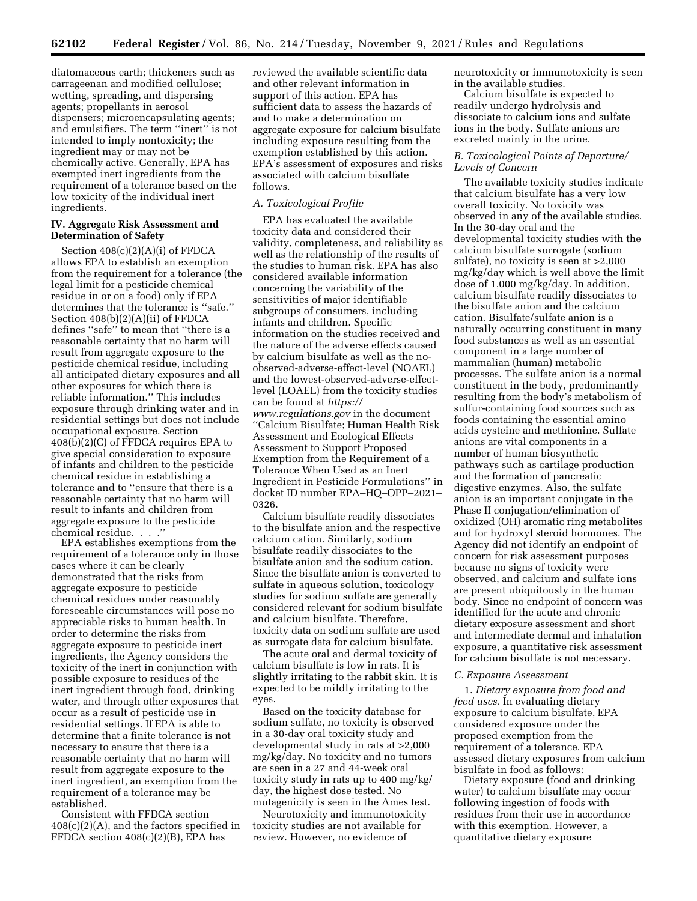diatomaceous earth; thickeners such as carrageenan and modified cellulose; wetting, spreading, and dispersing agents; propellants in aerosol dispensers; microencapsulating agents; and emulsifiers. The term ''inert'' is not intended to imply nontoxicity; the ingredient may or may not be chemically active. Generally, EPA has exempted inert ingredients from the requirement of a tolerance based on the low toxicity of the individual inert ingredients.

## IV. Aggregate Risk Assessment and Determination of Safety

Section 408(c)(2)(A)(i) of FFDCA allows EPA to establish an exemption from the requirement for a tolerance (the legal limit for a pesticide chemical residue in or on a food) only if EPA determines that the tolerance is ''safe.'' Section 408(b)(2)(A)(ii) of FFDCA defines ''safe'' to mean that ''there is a reasonable certainty that no harm will result from aggregate exposure to the pesticide chemical residue, including all anticipated dietary exposures and all other exposures for which there is reliable information.'' This includes exposure through drinking water and in residential settings but does not include occupational exposure. Section 408(b)(2)(C) of FFDCA requires EPA to give special consideration to exposure of infants and children to the pesticide chemical residue in establishing a tolerance and to ''ensure that there is a reasonable certainty that no harm will result to infants and children from aggregate exposure to the pesticide chemical residue. . . .''

EPA establishes exemptions from the requirement of a tolerance only in those cases where it can be clearly demonstrated that the risks from aggregate exposure to pesticide chemical residues under reasonably foreseeable circumstances will pose no appreciable risks to human health. In order to determine the risks from aggregate exposure to pesticide inert ingredients, the Agency considers the toxicity of the inert in conjunction with possible exposure to residues of the inert ingredient through food, drinking water, and through other exposures that occur as a result of pesticide use in residential settings. If EPA is able to determine that a finite tolerance is not necessary to ensure that there is a reasonable certainty that no harm will result from aggregate exposure to the inert ingredient, an exemption from the requirement of a tolerance may be established.

Consistent with FFDCA section 408(c)(2)(A), and the factors specified in FFDCA section 408(c)(2)(B), EPA has reviewed the available scientific data and other relevant information in support of this action. EPA has sufficient data to assess the hazards of and to make a determination on aggregate exposure for calcium bisulfate including exposure resulting from the exemption established by this action. EPA's assessment of exposures and risks associated with calcium bisulfate follows.

### *A. Toxicological Profile*

EPA has evaluated the available toxicity data and considered their validity, completeness, and reliability as well as the relationship of the results of the studies to human risk. EPA has also considered available information concerning the variability of the sensitivities of major identifiable subgroups of consumers, including infants and children. Specific information on the studies received and the nature of the adverse effects caused by calcium bisulfate as well as the no-observed-adverse-effect-level (NOAEL) and the lowest-observed-adverse-effect-level (LOAEL) from the toxicity studies can be found at *https://www.regulations.gov* in the document ''Calcium Bisulfate; Human Health Risk Assessment and Ecological Effects Assessment to Support Proposed Exemption from the Requirement of a Tolerance When Used as an Inert Ingredient in Pesticide Formulations'' in docket ID number EPA–HQ–OPP–2021–0326.

Calcium bisulfate readily dissociates to the bisulfate anion and the respective calcium cation. Similarly, sodium bisulfate readily dissociates to the bisulfate anion and the sodium cation. Since the bisulfate anion is converted to sulfate in aqueous solution, toxicology studies for sodium sulfate are generally considered relevant for sodium bisulfate and calcium bisulfate. Therefore, toxicity data on sodium sulfate are used as surrogate data for calcium bisulfate.

The acute oral and dermal toxicity of calcium bisulfate is low in rats. It is slightly irritating to the rabbit skin. It is expected to be mildly irritating to the eyes.

Based on the toxicity database for sodium sulfate, no toxicity is observed in a 30-day oral toxicity study and developmental study in rats at >2,000 mg/kg/day. No toxicity and no tumors are seen in a 27 and 44-week oral toxicity study in rats up to 400 mg/kg/day, the highest dose tested. No mutagenicity is seen in the Ames test.

Neurotoxicity and immunotoxicity toxicity studies are not available for review. However, no evidence of neurotoxicity or immunotoxicity is seen in the available studies.

Calcium bisulfate is expected to readily undergo hydrolysis and dissociate to calcium ions and sulfate ions in the body. Sulfate anions are excreted mainly in the urine.

### *B. Toxicological Points of Departure/Levels of Concern*

The available toxicity studies indicate that calcium bisulfate has a very low overall toxicity. No toxicity was observed in any of the available studies. In the 30-day oral and the developmental toxicity studies with the calcium bisulfate surrogate (sodium sulfate), no toxicity is seen at >2,000 mg/kg/day which is well above the limit dose of 1,000 mg/kg/day. In addition, calcium bisulfate readily dissociates to the bisulfate anion and the calcium cation. Bisulfate/sulfate anion is a naturally occurring constituent in many food substances as well as an essential component in a large number of mammalian (human) metabolic processes. The sulfate anion is a normal constituent in the body, predominantly resulting from the body's metabolism of sulfur-containing food sources such as foods containing the essential amino acids cysteine and methionine. Sulfate anions are vital components in a number of human biosynthetic pathways such as cartilage production and the formation of pancreatic digestive enzymes. Also, the sulfate anion is an important conjugate in the Phase II conjugation/elimination of oxidized (OH) aromatic ring metabolites and for hydroxyl steroid hormones. The Agency did not identify an endpoint of concern for risk assessment purposes because no signs of toxicity were observed, and calcium and sulfate ions are present ubiquitously in the human body. Since no endpoint of concern was identified for the acute and chronic dietary exposure assessment and short and intermediate dermal and inhalation exposure, a quantitative risk assessment for calcium bisulfate is not necessary.

### *C. Exposure Assessment*

1. *Dietary exposure from food and feed uses.* In evaluating dietary exposure to calcium bisulfate, EPA considered exposure under the proposed exemption from the requirement of a tolerance. EPA assessed dietary exposures from calcium bisulfate in food as follows:

Dietary exposure (food and drinking water) to calcium bisulfate may occur following ingestion of foods with residues from their use in accordance with this exemption. However, a quantitative dietary exposure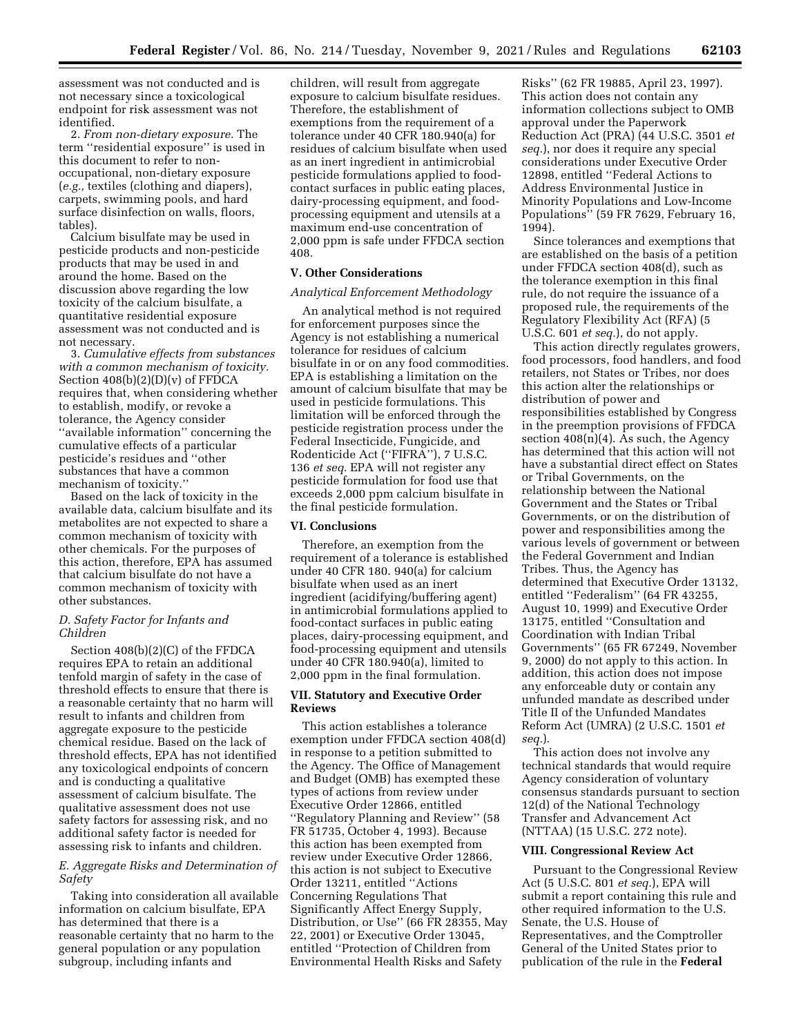assessment was not conducted and is not necessary since a toxicological endpoint for risk assessment was not identified.

2. *From non-dietary exposure.* The term ''residential exposure'' is used in this document to refer to non-occupational, non-dietary exposure (*e.g.,* textiles (clothing and diapers), carpets, swimming pools, and hard surface disinfection on walls, floors, tables).

Calcium bisulfate may be used in pesticide products and non-pesticide products that may be used in and around the home. Based on the discussion above regarding the low toxicity of the calcium bisulfate, a quantitative residential exposure assessment was not conducted and is not necessary.

3. *Cumulative effects from substances with a common mechanism of toxicity.* Section 408(b)(2)(D)(v) of FFDCA requires that, when considering whether to establish, modify, or revoke a tolerance, the Agency consider ''available information'' concerning the cumulative effects of a particular pesticide's residues and ''other substances that have a common mechanism of toxicity.''

Based on the lack of toxicity in the available data, calcium bisulfate and its metabolites are not expected to share a common mechanism of toxicity with other chemicals. For the purposes of this action, therefore, EPA has assumed that calcium bisulfate do not have a common mechanism of toxicity with other substances.

### *D. Safety Factor for Infants and Children*

Section 408(b)(2)(C) of the FFDCA requires EPA to retain an additional tenfold margin of safety in the case of threshold effects to ensure that there is a reasonable certainty that no harm will result to infants and children from aggregate exposure to the pesticide chemical residue. Based on the lack of threshold effects, EPA has not identified any toxicological endpoints of concern and is conducting a qualitative assessment of calcium bisulfate. The qualitative assessment does not use safety factors for assessing risk, and no additional safety factor is needed for assessing risk to infants and children.

### *E. Aggregate Risks and Determination of Safety*

Taking into consideration all available information on calcium bisulfate, EPA has determined that there is a reasonable certainty that no harm to the general population or any population subgroup, including infants and children, will result from aggregate exposure to calcium bisulfate residues. Therefore, the establishment of exemptions from the requirement of a tolerance under 40 CFR 180.940(a) for residues of calcium bisulfate when used as an inert ingredient in antimicrobial pesticide formulations applied to food-contact surfaces in public eating places, dairy-processing equipment, and food-processing equipment and utensils at a maximum end-use concentration of 2,000 ppm is safe under FFDCA section 408.

## V. Other Considerations

### *Analytical Enforcement Methodology*

An analytical method is not required for enforcement purposes since the Agency is not establishing a numerical tolerance for residues of calcium bisulfate in or on any food commodities. EPA is establishing a limitation on the amount of calcium bisulfate that may be used in pesticide formulations. This limitation will be enforced through the pesticide registration process under the Federal Insecticide, Fungicide, and Rodenticide Act (''FIFRA''), 7 U.S.C. 136 *et seq.* EPA will not register any pesticide formulation for food use that exceeds 2,000 ppm calcium bisulfate in the final pesticide formulation.

## VI. Conclusions

Therefore, an exemption from the requirement of a tolerance is established under 40 CFR 180. 940(a) for calcium bisulfate when used as an inert ingredient (acidifying/buffering agent) in antimicrobial formulations applied to food-contact surfaces in public eating places, dairy-processing equipment, and food-processing equipment and utensils under 40 CFR 180.940(a), limited to 2,000 ppm in the final formulation.

## VII. Statutory and Executive Order Reviews

This action establishes a tolerance exemption under FFDCA section 408(d) in response to a petition submitted to the Agency. The Office of Management and Budget (OMB) has exempted these types of actions from review under Executive Order 12866, entitled ''Regulatory Planning and Review'' (58 FR 51735, October 4, 1993). Because this action has been exempted from review under Executive Order 12866, this action is not subject to Executive Order 13211, entitled ''Actions Concerning Regulations That Significantly Affect Energy Supply, Distribution, or Use'' (66 FR 28355, May 22, 2001) or Executive Order 13045, entitled ''Protection of Children from Environmental Health Risks and Safety Risks'' (62 FR 19885, April 23, 1997). This action does not contain any information collections subject to OMB approval under the Paperwork Reduction Act (PRA) (44 U.S.C. 3501 *et seq.*), nor does it require any special considerations under Executive Order 12898, entitled ''Federal Actions to Address Environmental Justice in Minority Populations and Low-Income Populations'' (59 FR 7629, February 16, 1994).

Since tolerances and exemptions that are established on the basis of a petition under FFDCA section 408(d), such as the tolerance exemption in this final rule, do not require the issuance of a proposed rule, the requirements of the Regulatory Flexibility Act (RFA) (5 U.S.C. 601 *et seq.*), do not apply.

This action directly regulates growers, food processors, food handlers, and food retailers, not States or Tribes, nor does this action alter the relationships or distribution of power and responsibilities established by Congress in the preemption provisions of FFDCA section 408(n)(4). As such, the Agency has determined that this action will not have a substantial direct effect on States or Tribal Governments, on the relationship between the National Government and the States or Tribal Governments, or on the distribution of power and responsibilities among the various levels of government or between the Federal Government and Indian Tribes. Thus, the Agency has determined that Executive Order 13132, entitled ''Federalism'' (64 FR 43255, August 10, 1999) and Executive Order 13175, entitled ''Consultation and Coordination with Indian Tribal Governments'' (65 FR 67249, November 9, 2000) do not apply to this action. In addition, this action does not impose any enforceable duty or contain any unfunded mandate as described under Title II of the Unfunded Mandates Reform Act (UMRA) (2 U.S.C. 1501 *et seq.*).

This action does not involve any technical standards that would require Agency consideration of voluntary consensus standards pursuant to section 12(d) of the National Technology Transfer and Advancement Act (NTTAA) (15 U.S.C. 272 note).

## VIII. Congressional Review Act

Pursuant to the Congressional Review Act (5 U.S.C. 801 *et seq.*), EPA will submit a report containing this rule and other required information to the U.S. Senate, the U.S. House of Representatives, and the Comptroller General of the United States prior to publication of the rule in the **Federal**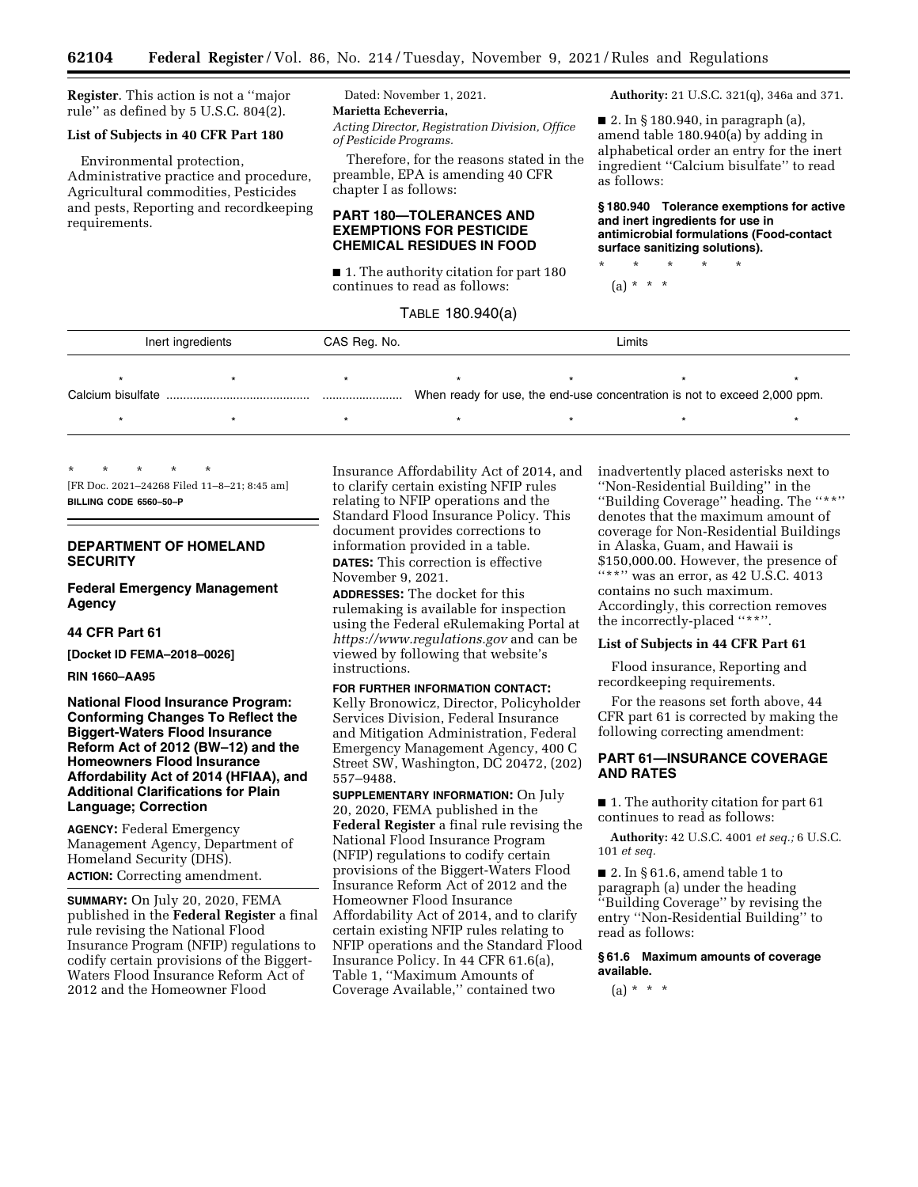**Register**. This action is not a ''major rule'' as defined by 5 U.S.C. 804(2).

### List of Subjects in 40 CFR Part 180

Environmental protection, Administrative practice and procedure, Agricultural commodities, Pesticides and pests, Reporting and recordkeeping requirements.

Dated: November 1, 2021.

**Marietta Echeverria,**

*Acting Director, Registration Division, Office of Pesticide Programs.*

Therefore, for the reasons stated in the preamble, EPA is amending 40 CFR chapter I as follows:

## PART 180—TOLERANCES AND EXEMPTIONS FOR PESTICIDE CHEMICAL RESIDUES IN FOOD

■ 1. The authority citation for part 180 continues to read as follows:

**Authority:** 21 U.S.C. 321(q), 346a and 371.

■ 2. In § 180.940, in paragraph (a), amend table 180.940(a) by adding in alphabetical order an entry for the inert ingredient ''Calcium bisulfate'' to read as follows:

### § 180.940 Tolerance exemptions for active and inert ingredients for use in antimicrobial formulations (Food-contact surface sanitizing solutions).

\* \* \* \* \*

(a) \* \* \*

TABLE 180.940(a)

| Inert ingredients | CAS Reg. No. | Limits |
|---|---|---|
| \* \* | \* | \* \* \* \* |
| Calcium bisulfate | ........................ | When ready for use, the end-use concentration is not to exceed 2,000 ppm. |
| \* \* | \* | \* \* \* \* |

\* \* \* \* \*

[FR Doc. 2021–24268 Filed 11–8–21; 8:45 am]

**BILLING CODE 6560–50–P**

---

## DEPARTMENT OF HOMELAND SECURITY

### Federal Emergency Management Agency

### 44 CFR Part 61

**[Docket ID FEMA–2018–0026]**

**RIN 1660–AA95**

### National Flood Insurance Program: Conforming Changes To Reflect the Biggert-Waters Flood Insurance Reform Act of 2012 (BW–12) and the Homeowners Flood Insurance Affordability Act of 2014 (HFIAA), and Additional Clarifications for Plain Language; Correction

**AGENCY:** Federal Emergency Management Agency, Department of Homeland Security (DHS).

**ACTION:** Correcting amendment.

**SUMMARY:** On July 20, 2020, FEMA published in the **Federal Register** a final rule revising the National Flood Insurance Program (NFIP) regulations to codify certain provisions of the Biggert-Waters Flood Insurance Reform Act of 2012 and the Homeowner Flood Insurance Affordability Act of 2014, and to clarify certain existing NFIP rules relating to NFIP operations and the Standard Flood Insurance Policy. This document provides corrections to information provided in a table.

**DATES:** This correction is effective November 9, 2021.

**ADDRESSES:** The docket for this rulemaking is available for inspection using the Federal eRulemaking Portal at *https://www.regulations.gov* and can be viewed by following that website's instructions.

**FOR FURTHER INFORMATION CONTACT:** Kelly Bronowicz, Director, Policyholder Services Division, Federal Insurance and Mitigation Administration, Federal Emergency Management Agency, 400 C Street SW, Washington, DC 20472, (202) 557–9488.

**SUPPLEMENTARY INFORMATION:** On July 20, 2020, FEMA published in the **Federal Register** a final rule revising the National Flood Insurance Program (NFIP) regulations to codify certain provisions of the Biggert-Waters Flood Insurance Reform Act of 2012 and the Homeowner Flood Insurance Affordability Act of 2014, and to clarify certain existing NFIP rules relating to NFIP operations and the Standard Flood Insurance Policy. In 44 CFR 61.6(a), Table 1, ''Maximum Amounts of Coverage Available,'' contained two inadvertently placed asterisks next to ''Non-Residential Building'' in the ''Building Coverage'' heading. The ''\*\*'' denotes that the maximum amount of coverage for Non-Residential Buildings in Alaska, Guam, and Hawaii is $150,000.00. However, the presence of ''\*\*'' was an error, as 42 U.S.C. 4013 contains no such maximum. Accordingly, this correction removes the incorrectly-placed ''\*\*''.

### List of Subjects in 44 CFR Part 61

Flood insurance, Reporting and recordkeeping requirements.

For the reasons set forth above, 44 CFR part 61 is corrected by making the following correcting amendment:

## PART 61—INSURANCE COVERAGE AND RATES

■ 1. The authority citation for part 61 continues to read as follows:

**Authority:** 42 U.S.C. 4001 *et seq.;* 6 U.S.C. 101 *et seq.*

■ 2. In § 61.6, amend table 1 to paragraph (a) under the heading ''Building Coverage'' by revising the entry ''Non-Residential Building'' to read as follows:

### § 61.6 Maximum amounts of coverage available.

(a) \* \* \*